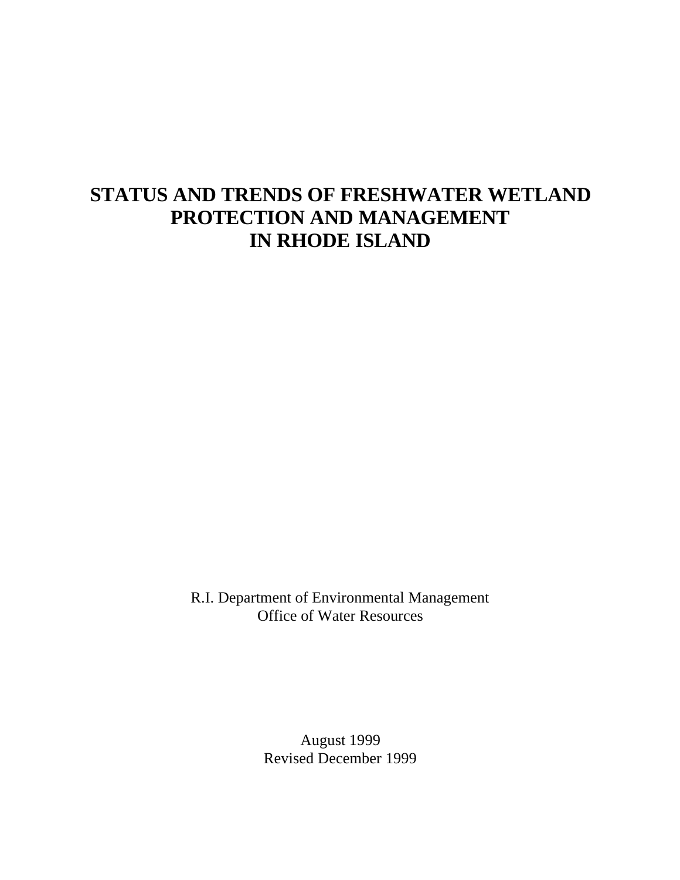# STATUS AND TRENDS OF FRESHWATER WETLAND PROTECTION AND MANAGEMENT IN RHODE ISLAND

R.I. Department of Environmental Management
Office of Water Resources

August 1999
Revised December 1999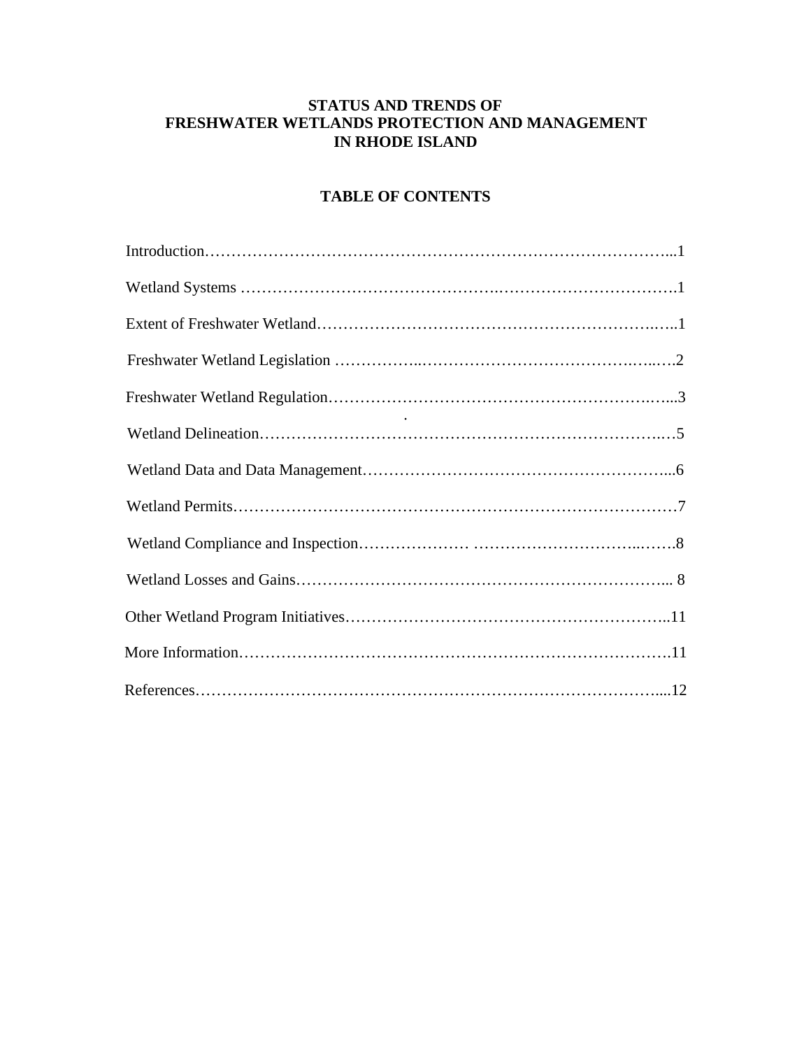# STATUS AND TRENDS OF FRESHWATER WETLANDS PROTECTION AND MANAGEMENT IN RHODE ISLAND

## TABLE OF CONTENTS

| | |
|---|---|
| Introduction | 1 |
| Wetland Systems | 1 |
| Extent of Freshwater Wetland | 1 |
| Freshwater Wetland Legislation | 2 |
| Freshwater Wetland Regulation | 3 |
| Wetland Delineation | 5 |
| Wetland Data and Data Management | 6 |
| Wetland Permits | 7 |
| Wetland Compliance and Inspection | 8 |
| Wetland Losses and Gains | 8 |
| Other Wetland Program Initiatives | 11 |
| More Information | 11 |
| References | 12 |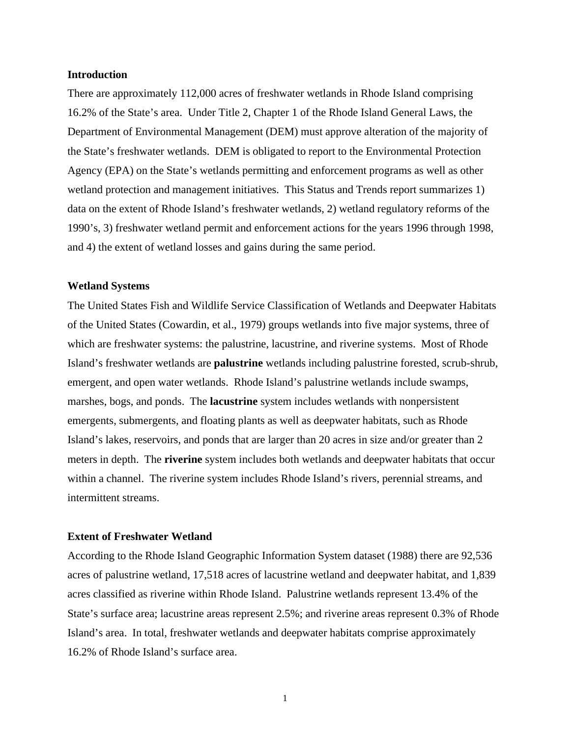## Introduction

There are approximately 112,000 acres of freshwater wetlands in Rhode Island comprising 16.2% of the State's area. Under Title 2, Chapter 1 of the Rhode Island General Laws, the Department of Environmental Management (DEM) must approve alteration of the majority of the State's freshwater wetlands. DEM is obligated to report to the Environmental Protection Agency (EPA) on the State's wetlands permitting and enforcement programs as well as other wetland protection and management initiatives. This Status and Trends report summarizes 1) data on the extent of Rhode Island's freshwater wetlands, 2) wetland regulatory reforms of the 1990's, 3) freshwater wetland permit and enforcement actions for the years 1996 through 1998, and 4) the extent of wetland losses and gains during the same period.

## Wetland Systems

The United States Fish and Wildlife Service Classification of Wetlands and Deepwater Habitats of the United States (Cowardin, et al., 1979) groups wetlands into five major systems, three of which are freshwater systems: the palustrine, lacustrine, and riverine systems. Most of Rhode Island's freshwater wetlands are **palustrine** wetlands including palustrine forested, scrub-shrub, emergent, and open water wetlands. Rhode Island's palustrine wetlands include swamps, marshes, bogs, and ponds. The **lacustrine** system includes wetlands with nonpersistent emergents, submergents, and floating plants as well as deepwater habitats, such as Rhode Island's lakes, reservoirs, and ponds that are larger than 20 acres in size and/or greater than 2 meters in depth. The **riverine** system includes both wetlands and deepwater habitats that occur within a channel. The riverine system includes Rhode Island's rivers, perennial streams, and intermittent streams.

## Extent of Freshwater Wetland

According to the Rhode Island Geographic Information System dataset (1988) there are 92,536 acres of palustrine wetland, 17,518 acres of lacustrine wetland and deepwater habitat, and 1,839 acres classified as riverine within Rhode Island. Palustrine wetlands represent 13.4% of the State's surface area; lacustrine areas represent 2.5%; and riverine areas represent 0.3% of Rhode Island's area. In total, freshwater wetlands and deepwater habitats comprise approximately 16.2% of Rhode Island's surface area.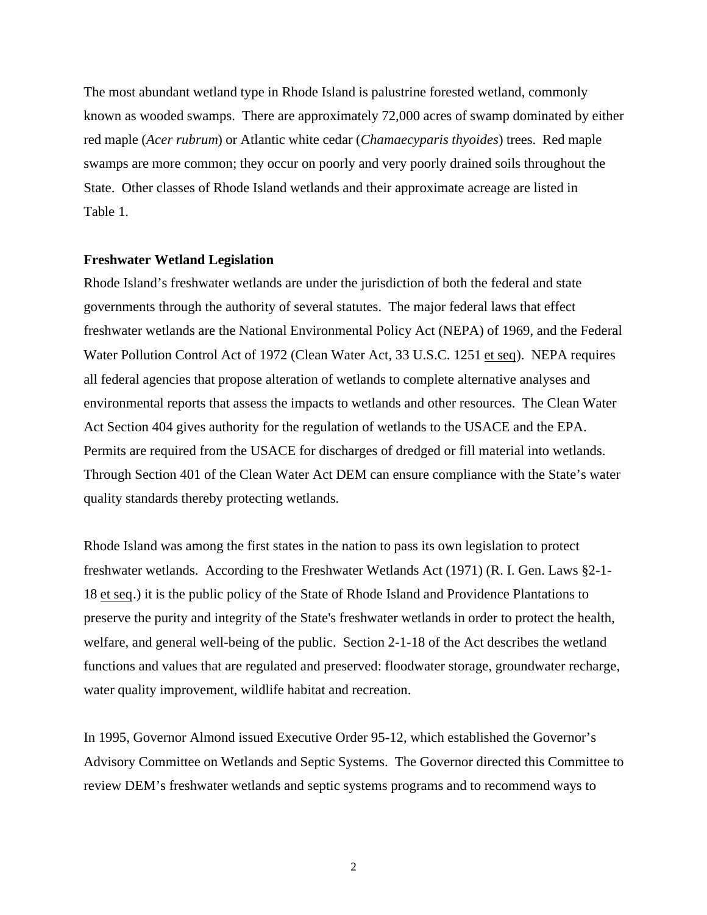The most abundant wetland type in Rhode Island is palustrine forested wetland, commonly known as wooded swamps. There are approximately 72,000 acres of swamp dominated by either red maple (*Acer rubrum*) or Atlantic white cedar (*Chamaecyparis thyoides*) trees. Red maple swamps are more common; they occur on poorly and very poorly drained soils throughout the State. Other classes of Rhode Island wetlands and their approximate acreage are listed in Table 1.

**Freshwater Wetland Legislation**

Rhode Island's freshwater wetlands are under the jurisdiction of both the federal and state governments through the authority of several statutes. The major federal laws that effect freshwater wetlands are the National Environmental Policy Act (NEPA) of 1969, and the Federal Water Pollution Control Act of 1972 (Clean Water Act, 33 U.S.C. 1251 et seq). NEPA requires all federal agencies that propose alteration of wetlands to complete alternative analyses and environmental reports that assess the impacts to wetlands and other resources. The Clean Water Act Section 404 gives authority for the regulation of wetlands to the USACE and the EPA. Permits are required from the USACE for discharges of dredged or fill material into wetlands. Through Section 401 of the Clean Water Act DEM can ensure compliance with the State's water quality standards thereby protecting wetlands.

Rhode Island was among the first states in the nation to pass its own legislation to protect freshwater wetlands. According to the Freshwater Wetlands Act (1971) (R. I. Gen. Laws §2-1-18 et seq.) it is the public policy of the State of Rhode Island and Providence Plantations to preserve the purity and integrity of the State's freshwater wetlands in order to protect the health, welfare, and general well-being of the public. Section 2-1-18 of the Act describes the wetland functions and values that are regulated and preserved: floodwater storage, groundwater recharge, water quality improvement, wildlife habitat and recreation.

In 1995, Governor Almond issued Executive Order 95-12, which established the Governor's Advisory Committee on Wetlands and Septic Systems. The Governor directed this Committee to review DEM's freshwater wetlands and septic systems programs and to recommend ways to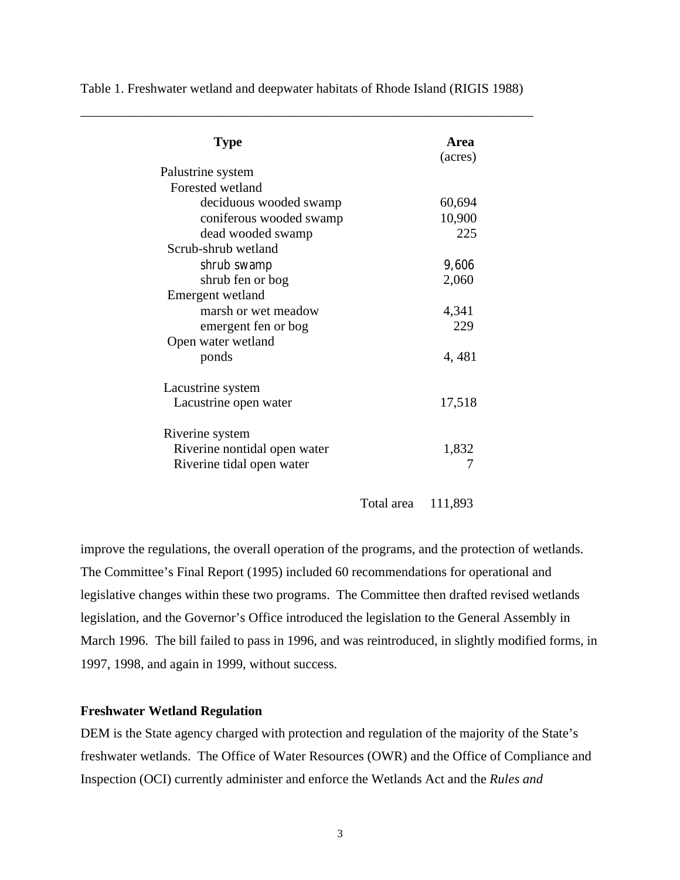Table 1. Freshwater wetland and deepwater habitats of Rhode Island (RIGIS 1988)

| Type | Area (acres) |
|---|---|
| Palustrine system | |
| Forested wetland | |
| deciduous wooded swamp | 60,694 |
| coniferous wooded swamp | 10,900 |
| dead wooded swamp | 225 |
| Scrub-shrub wetland | |
| shrub swamp | 9,606 |
| shrub fen or bog | 2,060 |
| Emergent wetland | |
| marsh or wet meadow | 4,341 |
| emergent fen or bog | 229 |
| Open water wetland | |
| ponds | 4, 481 |
| Lacustrine system | |
| Lacustrine open water | 17,518 |
| Riverine system | |
| Riverine nontidal open water | 1,832 |
| Riverine tidal open water | 7 |
| Total area | 111,893 |

improve the regulations, the overall operation of the programs, and the protection of wetlands. The Committee's Final Report (1995) included 60 recommendations for operational and legislative changes within these two programs. The Committee then drafted revised wetlands legislation, and the Governor's Office introduced the legislation to the General Assembly in March 1996. The bill failed to pass in 1996, and was reintroduced, in slightly modified forms, in 1997, 1998, and again in 1999, without success.

**Freshwater Wetland Regulation**

DEM is the State agency charged with protection and regulation of the majority of the State's freshwater wetlands. The Office of Water Resources (OWR) and the Office of Compliance and Inspection (OCI) currently administer and enforce the Wetlands Act and the *Rules and*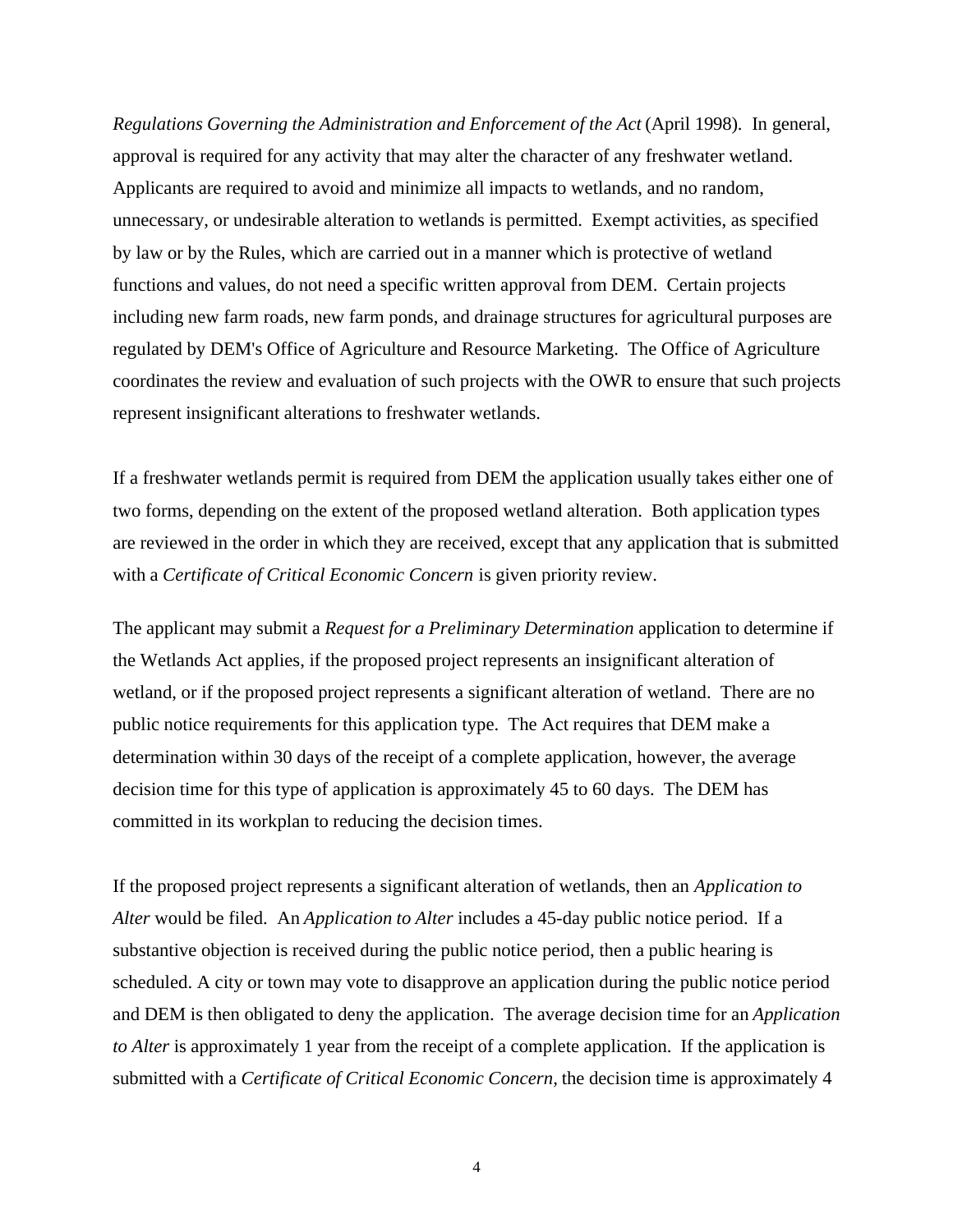*Regulations Governing the Administration and Enforcement of the Act* (April 1998). In general, approval is required for any activity that may alter the character of any freshwater wetland. Applicants are required to avoid and minimize all impacts to wetlands, and no random, unnecessary, or undesirable alteration to wetlands is permitted. Exempt activities, as specified by law or by the Rules, which are carried out in a manner which is protective of wetland functions and values, do not need a specific written approval from DEM. Certain projects including new farm roads, new farm ponds, and drainage structures for agricultural purposes are regulated by DEM's Office of Agriculture and Resource Marketing. The Office of Agriculture coordinates the review and evaluation of such projects with the OWR to ensure that such projects represent insignificant alterations to freshwater wetlands.

If a freshwater wetlands permit is required from DEM the application usually takes either one of two forms, depending on the extent of the proposed wetland alteration. Both application types are reviewed in the order in which they are received, except that any application that is submitted with a *Certificate of Critical Economic Concern* is given priority review.

The applicant may submit a *Request for a Preliminary Determination* application to determine if the Wetlands Act applies, if the proposed project represents an insignificant alteration of wetland, or if the proposed project represents a significant alteration of wetland. There are no public notice requirements for this application type. The Act requires that DEM make a determination within 30 days of the receipt of a complete application, however, the average decision time for this type of application is approximately 45 to 60 days. The DEM has committed in its workplan to reducing the decision times.

If the proposed project represents a significant alteration of wetlands, then an *Application to Alter* would be filed. An *Application to Alter* includes a 45-day public notice period. If a substantive objection is received during the public notice period, then a public hearing is scheduled. A city or town may vote to disapprove an application during the public notice period and DEM is then obligated to deny the application. The average decision time for an *Application to Alter* is approximately 1 year from the receipt of a complete application. If the application is submitted with a *Certificate of Critical Economic Concern,* the decision time is approximately 4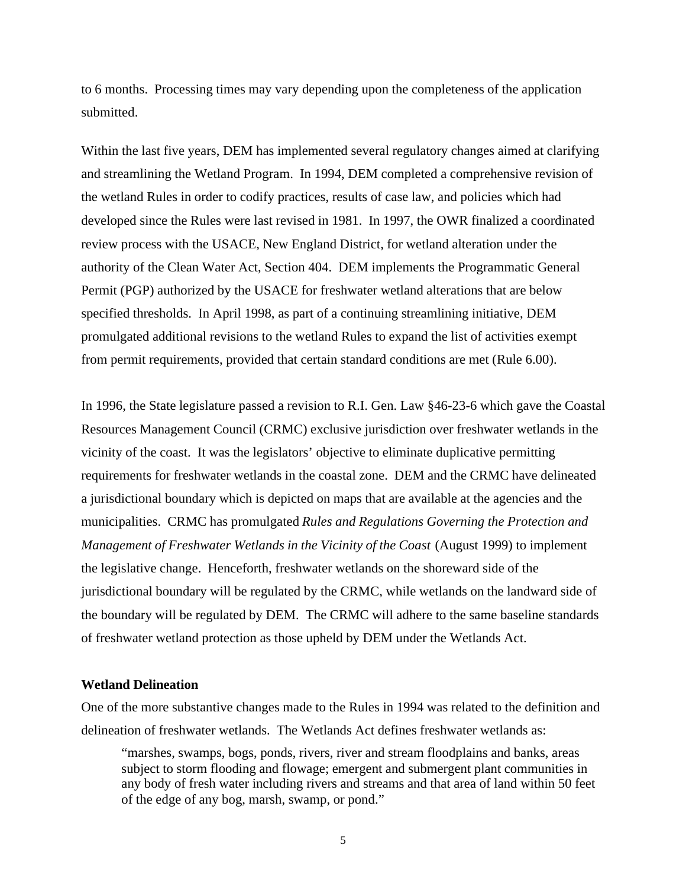to 6 months.  Processing times may vary depending upon the completeness of the application submitted.

Within the last five years, DEM has implemented several regulatory changes aimed at clarifying and streamlining the Wetland Program.  In 1994, DEM completed a comprehensive revision of the wetland Rules in order to codify practices, results of case law, and policies which had developed since the Rules were last revised in 1981.  In 1997, the OWR finalized a coordinated review process with the USACE, New England District, for wetland alteration under the authority of the Clean Water Act, Section 404.  DEM implements the Programmatic General Permit (PGP) authorized by the USACE for freshwater wetland alterations that are below specified thresholds.  In April 1998, as part of a continuing streamlining initiative, DEM promulgated additional revisions to the wetland Rules to expand the list of activities exempt from permit requirements, provided that certain standard conditions are met (Rule 6.00).

In 1996, the State legislature passed a revision to R.I. Gen. Law §46-23-6 which gave the Coastal Resources Management Council (CRMC) exclusive jurisdiction over freshwater wetlands in the vicinity of the coast.  It was the legislators' objective to eliminate duplicative permitting requirements for freshwater wetlands in the coastal zone.  DEM and the CRMC have delineated a jurisdictional boundary which is depicted on maps that are available at the agencies and the municipalities.  CRMC has promulgated *Rules and Regulations Governing the Protection and Management of Freshwater Wetlands in the Vicinity of the Coast* (August 1999) to implement the legislative change.  Henceforth, freshwater wetlands on the shoreward side of the jurisdictional boundary will be regulated by the CRMC, while wetlands on the landward side of the boundary will be regulated by DEM.  The CRMC will adhere to the same baseline standards of freshwater wetland protection as those upheld by DEM under the Wetlands Act.

**Wetland Delineation**

One of the more substantive changes made to the Rules in 1994 was related to the definition and delineation of freshwater wetlands.  The Wetlands Act defines freshwater wetlands as:

> "marshes, swamps, bogs, ponds, rivers, river and stream floodplains and banks, areas subject to storm flooding and flowage; emergent and submergent plant communities in any body of fresh water including rivers and streams and that area of land within 50 feet of the edge of any bog, marsh, swamp, or pond."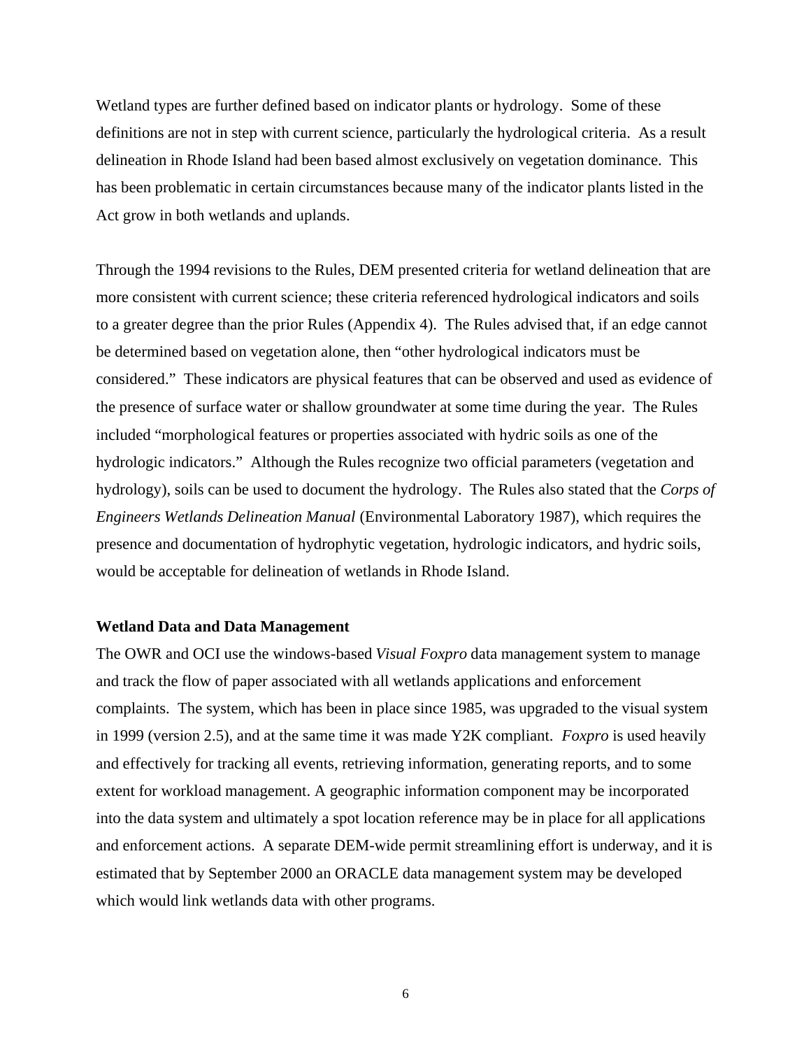Wetland types are further defined based on indicator plants or hydrology. Some of these definitions are not in step with current science, particularly the hydrological criteria. As a result delineation in Rhode Island had been based almost exclusively on vegetation dominance. This has been problematic in certain circumstances because many of the indicator plants listed in the Act grow in both wetlands and uplands.

Through the 1994 revisions to the Rules, DEM presented criteria for wetland delineation that are more consistent with current science; these criteria referenced hydrological indicators and soils to a greater degree than the prior Rules (Appendix 4). The Rules advised that, if an edge cannot be determined based on vegetation alone, then "other hydrological indicators must be considered." These indicators are physical features that can be observed and used as evidence of the presence of surface water or shallow groundwater at some time during the year. The Rules included "morphological features or properties associated with hydric soils as one of the hydrologic indicators." Although the Rules recognize two official parameters (vegetation and hydrology), soils can be used to document the hydrology. The Rules also stated that the *Corps of Engineers Wetlands Delineation Manual* (Environmental Laboratory 1987), which requires the presence and documentation of hydrophytic vegetation, hydrologic indicators, and hydric soils, would be acceptable for delineation of wetlands in Rhode Island.

**Wetland Data and Data Management**

The OWR and OCI use the windows-based *Visual Foxpro* data management system to manage and track the flow of paper associated with all wetlands applications and enforcement complaints. The system, which has been in place since 1985, was upgraded to the visual system in 1999 (version 2.5), and at the same time it was made Y2K compliant. *Foxpro* is used heavily and effectively for tracking all events, retrieving information, generating reports, and to some extent for workload management. A geographic information component may be incorporated into the data system and ultimately a spot location reference may be in place for all applications and enforcement actions. A separate DEM-wide permit streamlining effort is underway, and it is estimated that by September 2000 an ORACLE data management system may be developed which would link wetlands data with other programs.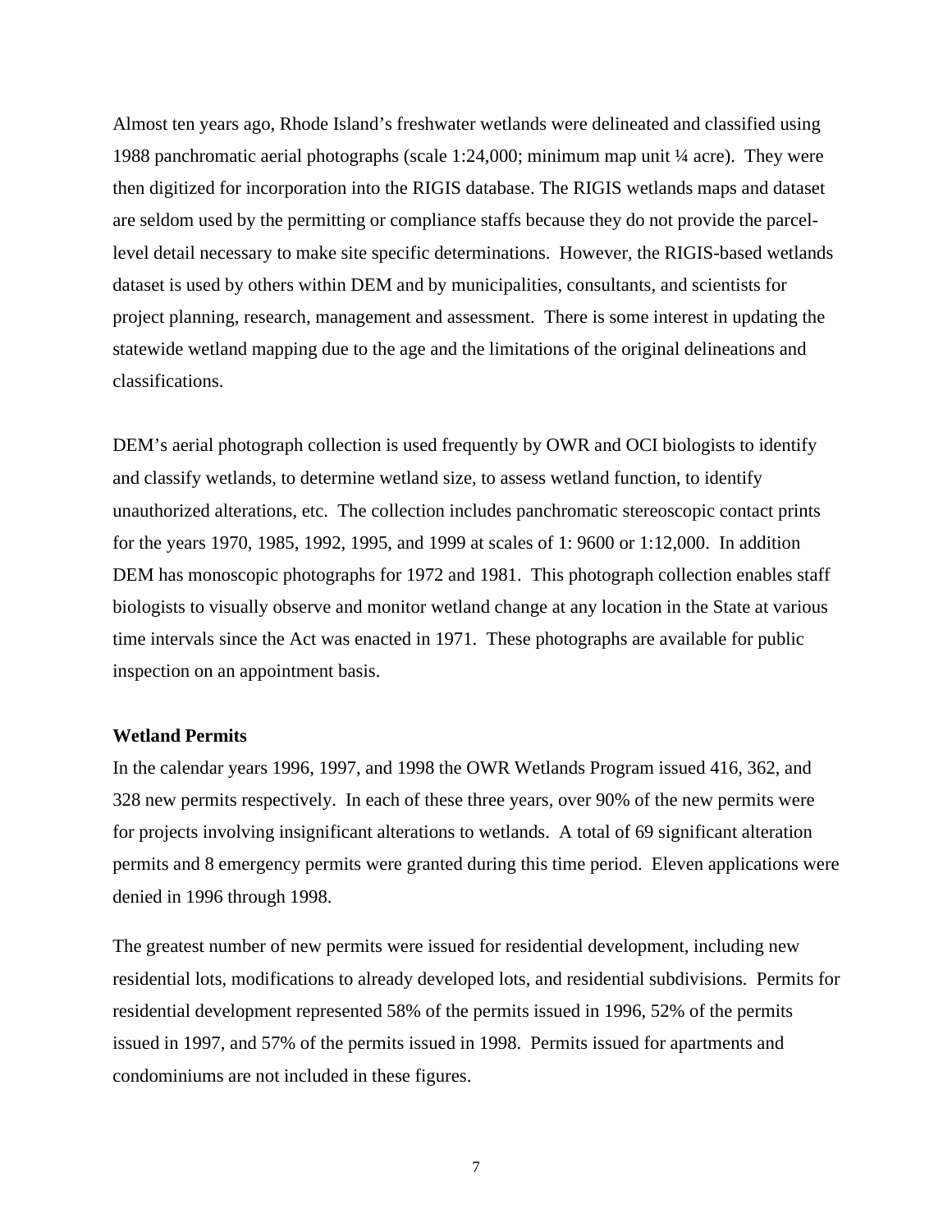Almost ten years ago, Rhode Island's freshwater wetlands were delineated and classified using 1988 panchromatic aerial photographs (scale 1:24,000; minimum map unit ¼ acre). They were then digitized for incorporation into the RIGIS database. The RIGIS wetlands maps and dataset are seldom used by the permitting or compliance staffs because they do not provide the parcel-level detail necessary to make site specific determinations. However, the RIGIS-based wetlands dataset is used by others within DEM and by municipalities, consultants, and scientists for project planning, research, management and assessment. There is some interest in updating the statewide wetland mapping due to the age and the limitations of the original delineations and classifications.

DEM's aerial photograph collection is used frequently by OWR and OCI biologists to identify and classify wetlands, to determine wetland size, to assess wetland function, to identify unauthorized alterations, etc. The collection includes panchromatic stereoscopic contact prints for the years 1970, 1985, 1992, 1995, and 1999 at scales of 1: 9600 or 1:12,000. In addition DEM has monoscopic photographs for 1972 and 1981. This photograph collection enables staff biologists to visually observe and monitor wetland change at any location in the State at various time intervals since the Act was enacted in 1971. These photographs are available for public inspection on an appointment basis.

**Wetland Permits**

In the calendar years 1996, 1997, and 1998 the OWR Wetlands Program issued 416, 362, and 328 new permits respectively. In each of these three years, over 90% of the new permits were for projects involving insignificant alterations to wetlands. A total of 69 significant alteration permits and 8 emergency permits were granted during this time period. Eleven applications were denied in 1996 through 1998.

The greatest number of new permits were issued for residential development, including new residential lots, modifications to already developed lots, and residential subdivisions. Permits for residential development represented 58% of the permits issued in 1996, 52% of the permits issued in 1997, and 57% of the permits issued in 1998. Permits issued for apartments and condominiums are not included in these figures.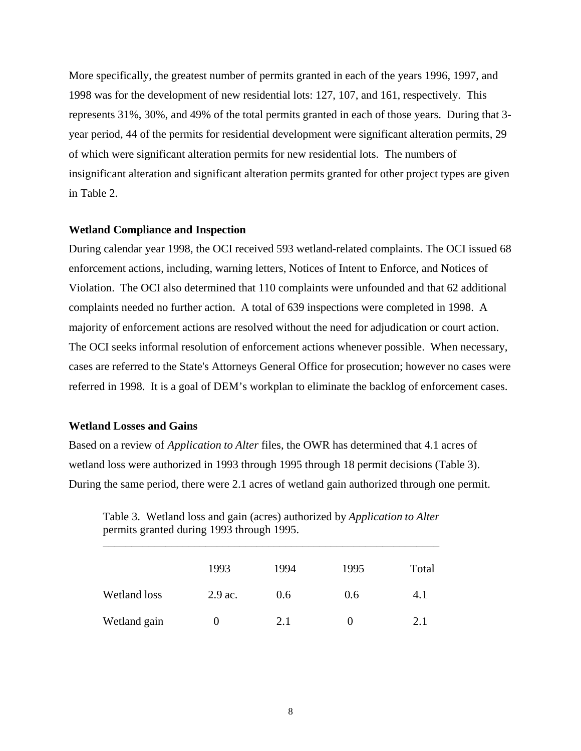More specifically, the greatest number of permits granted in each of the years 1996, 1997, and 1998 was for the development of new residential lots: 127, 107, and 161, respectively. This represents 31%, 30%, and 49% of the total permits granted in each of those years. During that 3-year period, 44 of the permits for residential development were significant alteration permits, 29 of which were significant alteration permits for new residential lots. The numbers of insignificant alteration and significant alteration permits granted for other project types are given in Table 2.

### Wetland Compliance and Inspection

During calendar year 1998, the OCI received 593 wetland-related complaints. The OCI issued 68 enforcement actions, including, warning letters, Notices of Intent to Enforce, and Notices of Violation. The OCI also determined that 110 complaints were unfounded and that 62 additional complaints needed no further action. A total of 639 inspections were completed in 1998. A majority of enforcement actions are resolved without the need for adjudication or court action. The OCI seeks informal resolution of enforcement actions whenever possible. When necessary, cases are referred to the State's Attorneys General Office for prosecution; however no cases were referred in 1998. It is a goal of DEM's workplan to eliminate the backlog of enforcement cases.

### Wetland Losses and Gains

Based on a review of *Application to Alter* files, the OWR has determined that 4.1 acres of wetland loss were authorized in 1993 through 1995 through 18 permit decisions (Table 3). During the same period, there were 2.1 acres of wetland gain authorized through one permit.

Table 3. Wetland loss and gain (acres) authorized by *Application to Alter* permits granted during 1993 through 1995.

| | 1993 | 1994 | 1995 | Total |
|---|---|---|---|---|
| Wetland loss | 2.9 ac. | 0.6 | 0.6 | 4.1 |
| Wetland gain | 0 | 2.1 | 0 | 2.1 |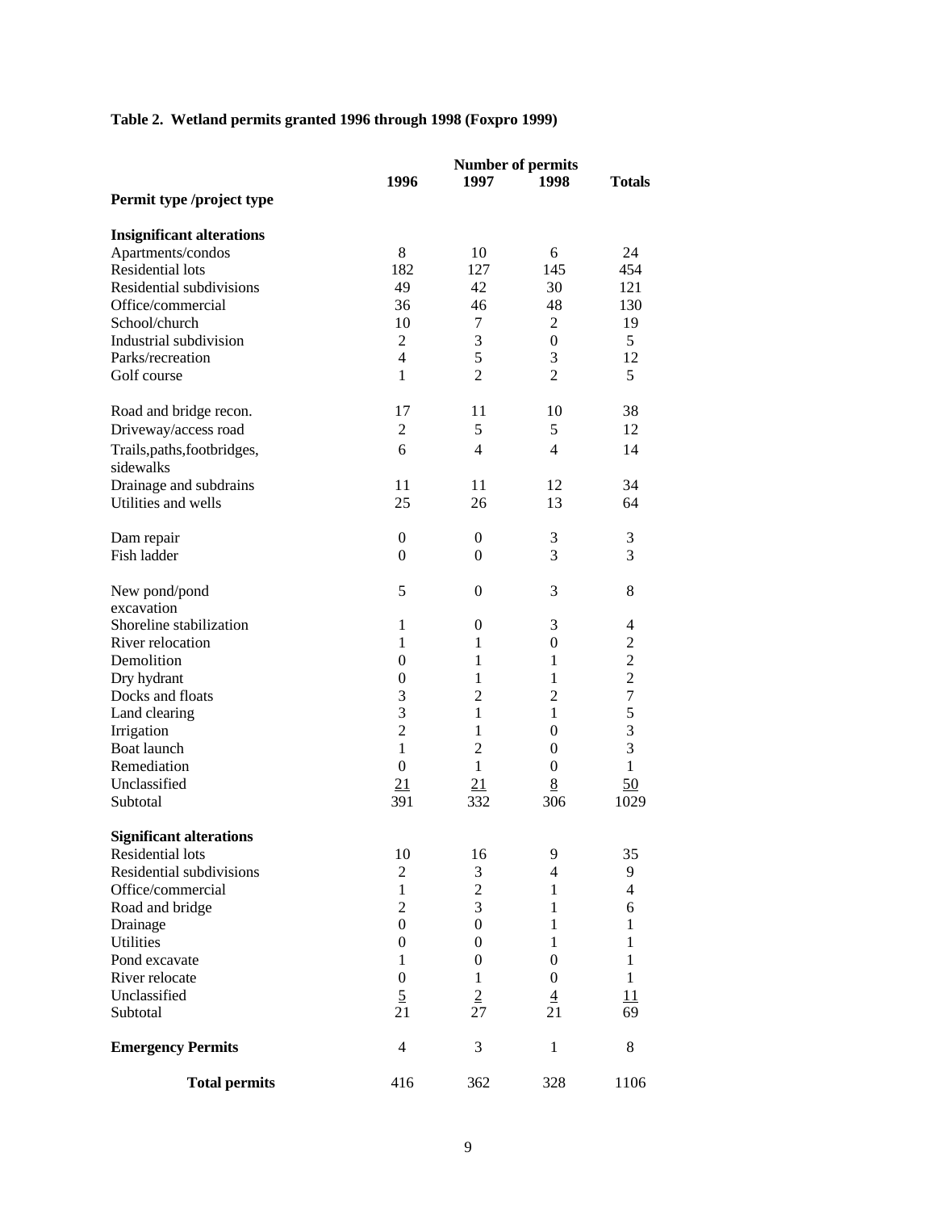**Table 2. Wetland permits granted 1996 through 1998 (Foxpro 1999)**

| Permit type /project type | Number of permits | | | |
|---|---|---|---|---|
| | 1996 | 1997 | 1998 | Totals |
| **Insignificant alterations** | | | | |
| Apartments/condos | 8 | 10 | 6 | 24 |
| Residential lots | 182 | 127 | 145 | 454 |
| Residential subdivisions | 49 | 42 | 30 | 121 |
| Office/commercial | 36 | 46 | 48 | 130 |
| School/church | 10 | 7 | 2 | 19 |
| Industrial subdivision | 2 | 3 | 0 | 5 |
| Parks/recreation | 4 | 5 | 3 | 12 |
| Golf course | 1 | 2 | 2 | 5 |
| Road and bridge recon. | 17 | 11 | 10 | 38 |
| Driveway/access road | 2 | 5 | 5 | 12 |
| Trails,paths,footbridges, sidewalks | 6 | 4 | 4 | 14 |
| Drainage and subdrains | 11 | 11 | 12 | 34 |
| Utilities and wells | 25 | 26 | 13 | 64 |
| Dam repair | 0 | 0 | 3 | 3 |
| Fish ladder | 0 | 0 | 3 | 3 |
| New pond/pond excavation | 5 | 0 | 3 | 8 |
| Shoreline stabilization | 1 | 0 | 3 | 4 |
| River relocation | 1 | 1 | 0 | 2 |
| Demolition | 0 | 1 | 1 | 2 |
| Dry hydrant | 0 | 1 | 1 | 2 |
| Docks and floats | 3 | 2 | 2 | 7 |
| Land clearing | 3 | 1 | 1 | 5 |
| Irrigation | 2 | 1 | 0 | 3 |
| Boat launch | 1 | 2 | 0 | 3 |
| Remediation | 0 | 1 | 0 | 1 |
| Unclassified | 21 | 21 | 8 | 50 |
| Subtotal | 391 | 332 | 306 | 1029 |
| **Significant alterations** | | | | |
| Residential lots | 10 | 16 | 9 | 35 |
| Residential subdivisions | 2 | 3 | 4 | 9 |
| Office/commercial | 1 | 2 | 1 | 4 |
| Road and bridge | 2 | 3 | 1 | 6 |
| Drainage | 0 | 0 | 1 | 1 |
| Utilities | 0 | 0 | 1 | 1 |
| Pond excavate | 1 | 0 | 0 | 1 |
| River relocate | 0 | 1 | 0 | 1 |
| Unclassified | 5 | 2 | 4 | 11 |
| Subtotal | 21 | 27 | 21 | 69 |
| **Emergency Permits** | 4 | 3 | 1 | 8 |
| **Total permits** | 416 | 362 | 328 | 1106 |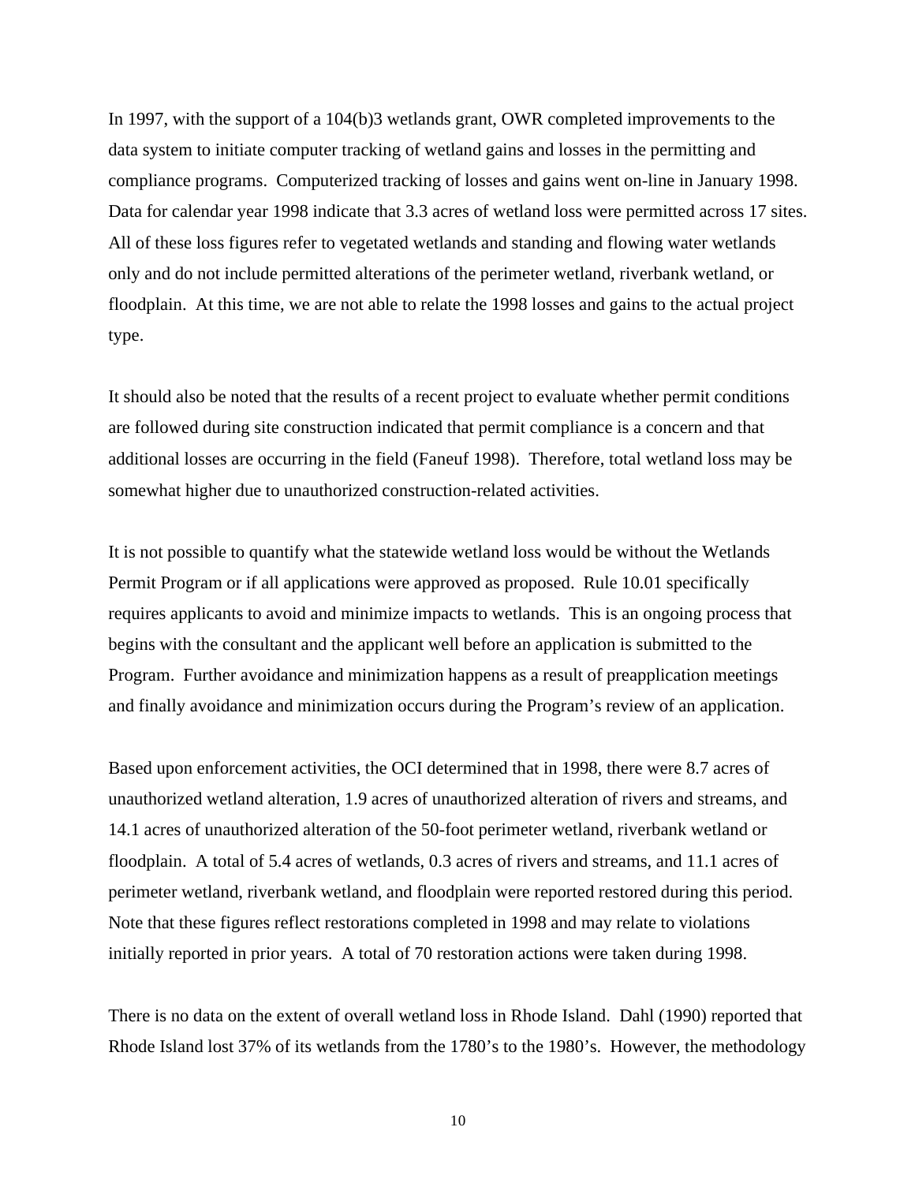In 1997, with the support of a 104(b)3 wetlands grant, OWR completed improvements to the data system to initiate computer tracking of wetland gains and losses in the permitting and compliance programs. Computerized tracking of losses and gains went on-line in January 1998. Data for calendar year 1998 indicate that 3.3 acres of wetland loss were permitted across 17 sites. All of these loss figures refer to vegetated wetlands and standing and flowing water wetlands only and do not include permitted alterations of the perimeter wetland, riverbank wetland, or floodplain. At this time, we are not able to relate the 1998 losses and gains to the actual project type.

It should also be noted that the results of a recent project to evaluate whether permit conditions are followed during site construction indicated that permit compliance is a concern and that additional losses are occurring in the field (Faneuf 1998). Therefore, total wetland loss may be somewhat higher due to unauthorized construction-related activities.

It is not possible to quantify what the statewide wetland loss would be without the Wetlands Permit Program or if all applications were approved as proposed. Rule 10.01 specifically requires applicants to avoid and minimize impacts to wetlands. This is an ongoing process that begins with the consultant and the applicant well before an application is submitted to the Program. Further avoidance and minimization happens as a result of preapplication meetings and finally avoidance and minimization occurs during the Program's review of an application.

Based upon enforcement activities, the OCI determined that in 1998, there were 8.7 acres of unauthorized wetland alteration, 1.9 acres of unauthorized alteration of rivers and streams, and 14.1 acres of unauthorized alteration of the 50-foot perimeter wetland, riverbank wetland or floodplain. A total of 5.4 acres of wetlands, 0.3 acres of rivers and streams, and 11.1 acres of perimeter wetland, riverbank wetland, and floodplain were reported restored during this period. Note that these figures reflect restorations completed in 1998 and may relate to violations initially reported in prior years. A total of 70 restoration actions were taken during 1998.

There is no data on the extent of overall wetland loss in Rhode Island. Dahl (1990) reported that Rhode Island lost 37% of its wetlands from the 1780's to the 1980's. However, the methodology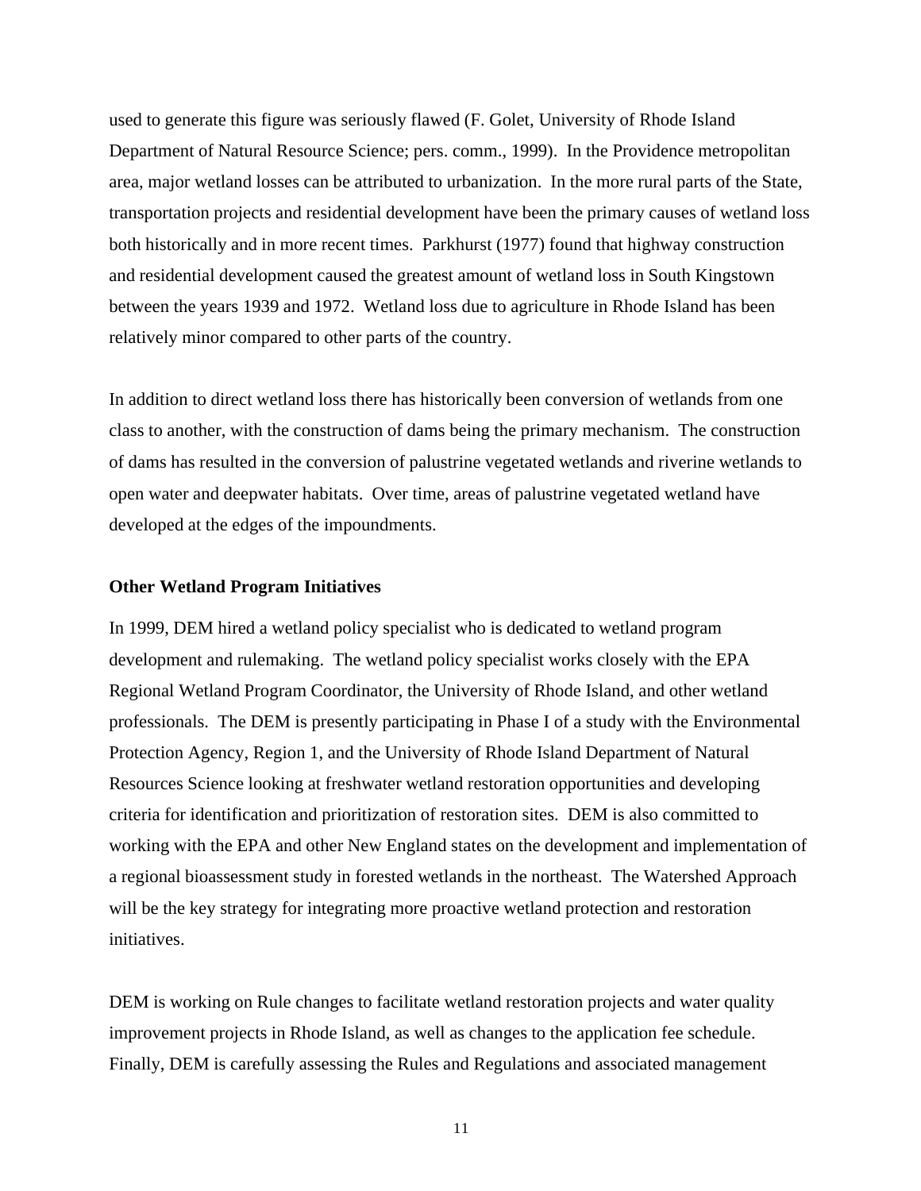used to generate this figure was seriously flawed (F. Golet, University of Rhode Island Department of Natural Resource Science; pers. comm., 1999). In the Providence metropolitan area, major wetland losses can be attributed to urbanization. In the more rural parts of the State, transportation projects and residential development have been the primary causes of wetland loss both historically and in more recent times. Parkhurst (1977) found that highway construction and residential development caused the greatest amount of wetland loss in South Kingstown between the years 1939 and 1972. Wetland loss due to agriculture in Rhode Island has been relatively minor compared to other parts of the country.

In addition to direct wetland loss there has historically been conversion of wetlands from one class to another, with the construction of dams being the primary mechanism. The construction of dams has resulted in the conversion of palustrine vegetated wetlands and riverine wetlands to open water and deepwater habitats. Over time, areas of palustrine vegetated wetland have developed at the edges of the impoundments.

**Other Wetland Program Initiatives**

In 1999, DEM hired a wetland policy specialist who is dedicated to wetland program development and rulemaking. The wetland policy specialist works closely with the EPA Regional Wetland Program Coordinator, the University of Rhode Island, and other wetland professionals. The DEM is presently participating in Phase I of a study with the Environmental Protection Agency, Region 1, and the University of Rhode Island Department of Natural Resources Science looking at freshwater wetland restoration opportunities and developing criteria for identification and prioritization of restoration sites. DEM is also committed to working with the EPA and other New England states on the development and implementation of a regional bioassessment study in forested wetlands in the northeast. The Watershed Approach will be the key strategy for integrating more proactive wetland protection and restoration initiatives.

DEM is working on Rule changes to facilitate wetland restoration projects and water quality improvement projects in Rhode Island, as well as changes to the application fee schedule. Finally, DEM is carefully assessing the Rules and Regulations and associated management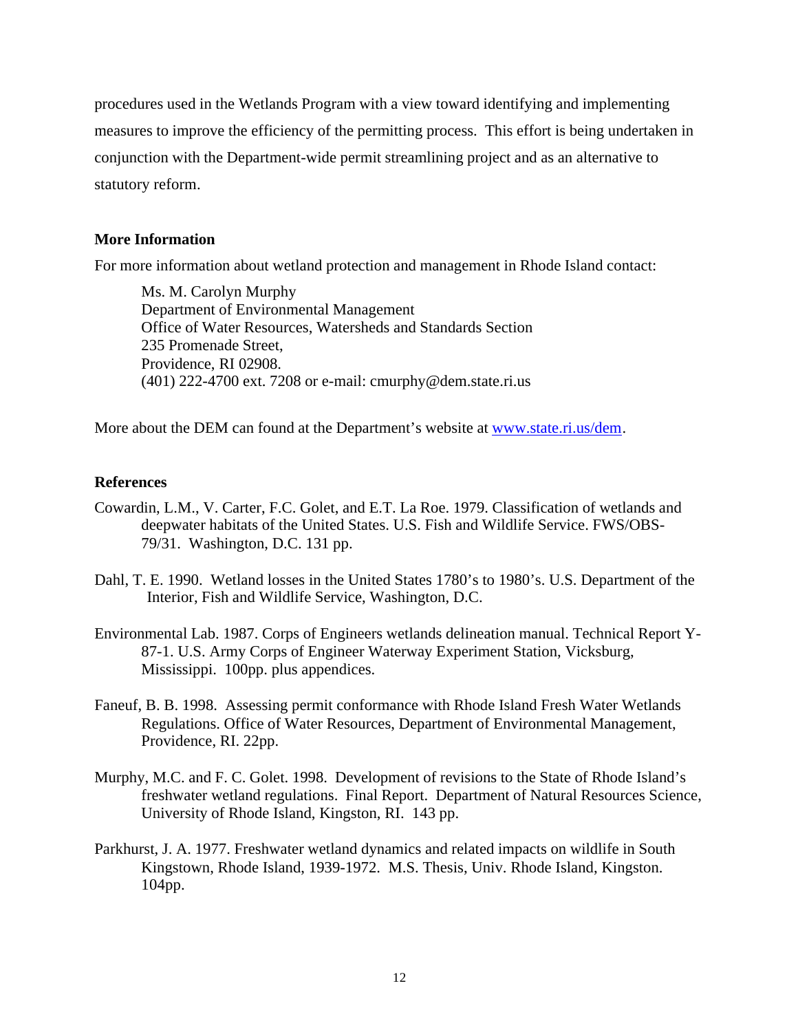procedures used in the Wetlands Program with a view toward identifying and implementing measures to improve the efficiency of the permitting process. This effort is being undertaken in conjunction with the Department-wide permit streamlining project and as an alternative to statutory reform.

### More Information

For more information about wetland protection and management in Rhode Island contact:

> Ms. M. Carolyn Murphy
> Department of Environmental Management
> Office of Water Resources, Watersheds and Standards Section
> 235 Promenade Street,
> Providence, RI 02908.
> (401) 222-4700 ext. 7208 or e-mail: cmurphy@dem.state.ri.us

More about the DEM can found at the Department's website at [www.state.ri.us/dem](www.state.ri.us/dem).

### References

Cowardin, L.M., V. Carter, F.C. Golet, and E.T. La Roe. 1979. Classification of wetlands and deepwater habitats of the United States. U.S. Fish and Wildlife Service. FWS/OBS-79/31. Washington, D.C. 131 pp.

Dahl, T. E. 1990. Wetland losses in the United States 1780's to 1980's. U.S. Department of the Interior, Fish and Wildlife Service, Washington, D.C.

Environmental Lab. 1987. Corps of Engineers wetlands delineation manual. Technical Report Y-87-1. U.S. Army Corps of Engineer Waterway Experiment Station, Vicksburg, Mississippi. 100pp. plus appendices.

Faneuf, B. B. 1998. Assessing permit conformance with Rhode Island Fresh Water Wetlands Regulations. Office of Water Resources, Department of Environmental Management, Providence, RI. 22pp.

Murphy, M.C. and F. C. Golet. 1998. Development of revisions to the State of Rhode Island's freshwater wetland regulations. Final Report. Department of Natural Resources Science, University of Rhode Island, Kingston, RI. 143 pp.

Parkhurst, J. A. 1977. Freshwater wetland dynamics and related impacts on wildlife in South Kingstown, Rhode Island, 1939-1972. M.S. Thesis, Univ. Rhode Island, Kingston. 104pp.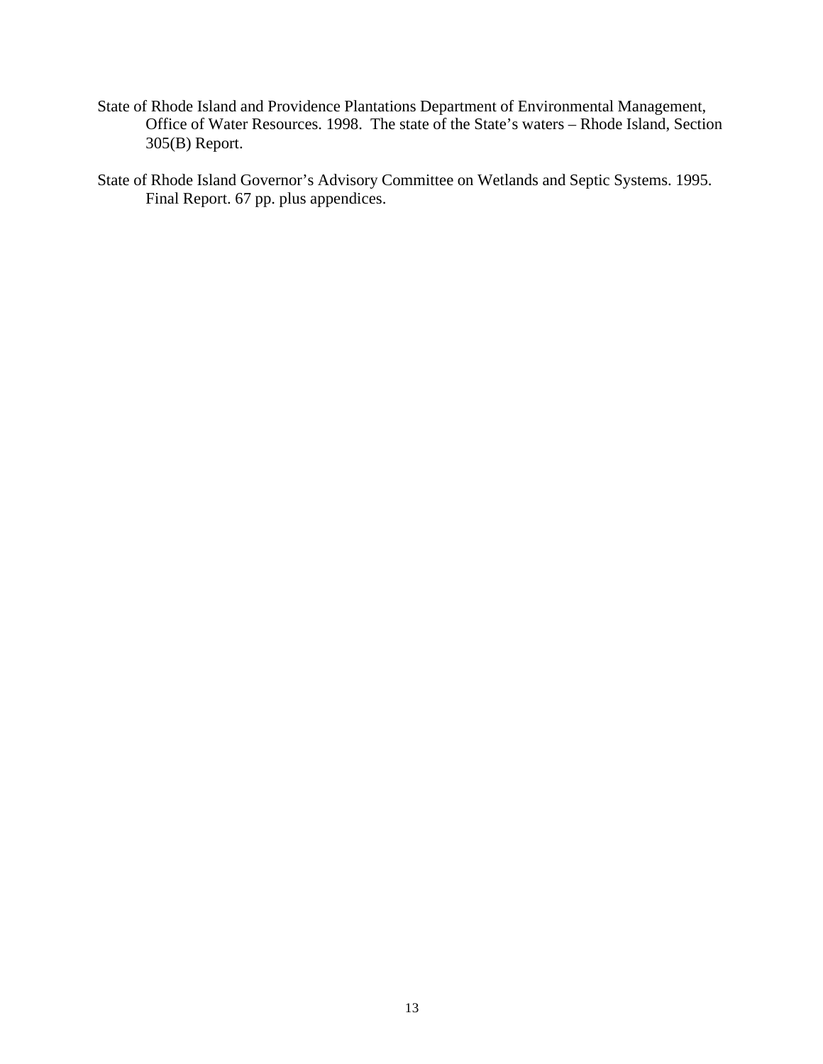State of Rhode Island and Providence Plantations Department of Environmental Management, Office of Water Resources. 1998. The state of the State's waters – Rhode Island, Section 305(B) Report.

State of Rhode Island Governor's Advisory Committee on Wetlands and Septic Systems. 1995. Final Report. 67 pp. plus appendices.